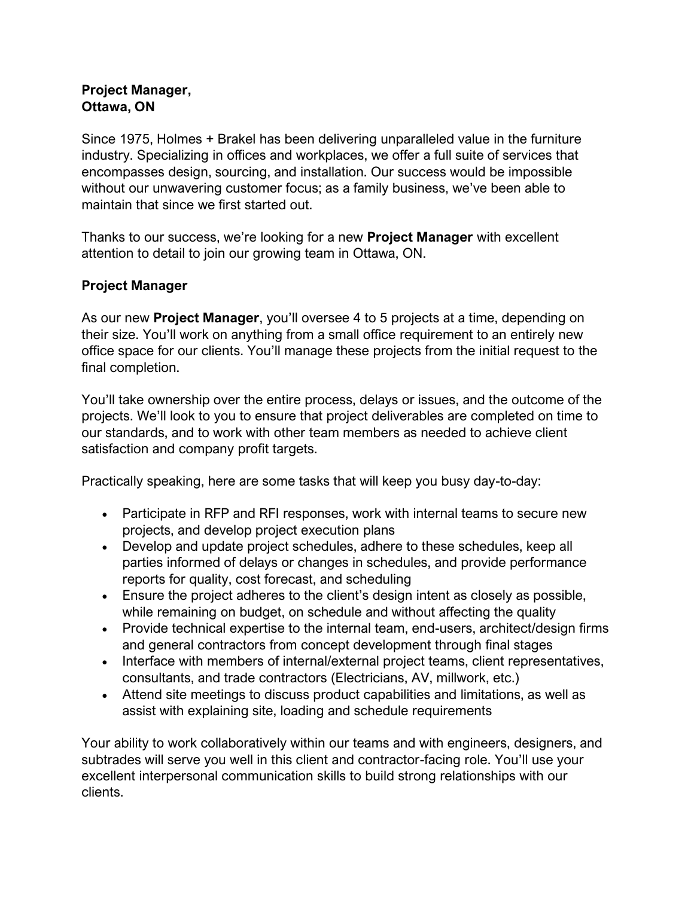**Project Manager,**
**Ottawa, ON**

Since 1975, Holmes + Brakel has been delivering unparalleled value in the furniture industry. Specializing in offices and workplaces, we offer a full suite of services that encompasses design, sourcing, and installation. Our success would be impossible without our unwavering customer focus; as a family business, we've been able to maintain that since we first started out.

Thanks to our success, we're looking for a new **Project Manager** with excellent attention to detail to join our growing team in Ottawa, ON.

## Project Manager

As our new **Project Manager**, you'll oversee 4 to 5 projects at a time, depending on their size. You'll work on anything from a small office requirement to an entirely new office space for our clients. You'll manage these projects from the initial request to the final completion.

You'll take ownership over the entire process, delays or issues, and the outcome of the projects. We'll look to you to ensure that project deliverables are completed on time to our standards, and to work with other team members as needed to achieve client satisfaction and company profit targets.

Practically speaking, here are some tasks that will keep you busy day-to-day:

- Participate in RFP and RFI responses, work with internal teams to secure new projects, and develop project execution plans
- Develop and update project schedules, adhere to these schedules, keep all parties informed of delays or changes in schedules, and provide performance reports for quality, cost forecast, and scheduling
- Ensure the project adheres to the client's design intent as closely as possible, while remaining on budget, on schedule and without affecting the quality
- Provide technical expertise to the internal team, end-users, architect/design firms and general contractors from concept development through final stages
- Interface with members of internal/external project teams, client representatives, consultants, and trade contractors (Electricians, AV, millwork, etc.)
- Attend site meetings to discuss product capabilities and limitations, as well as assist with explaining site, loading and schedule requirements

Your ability to work collaboratively within our teams and with engineers, designers, and subtrades will serve you well in this client and contractor-facing role. You'll use your excellent interpersonal communication skills to build strong relationships with our clients.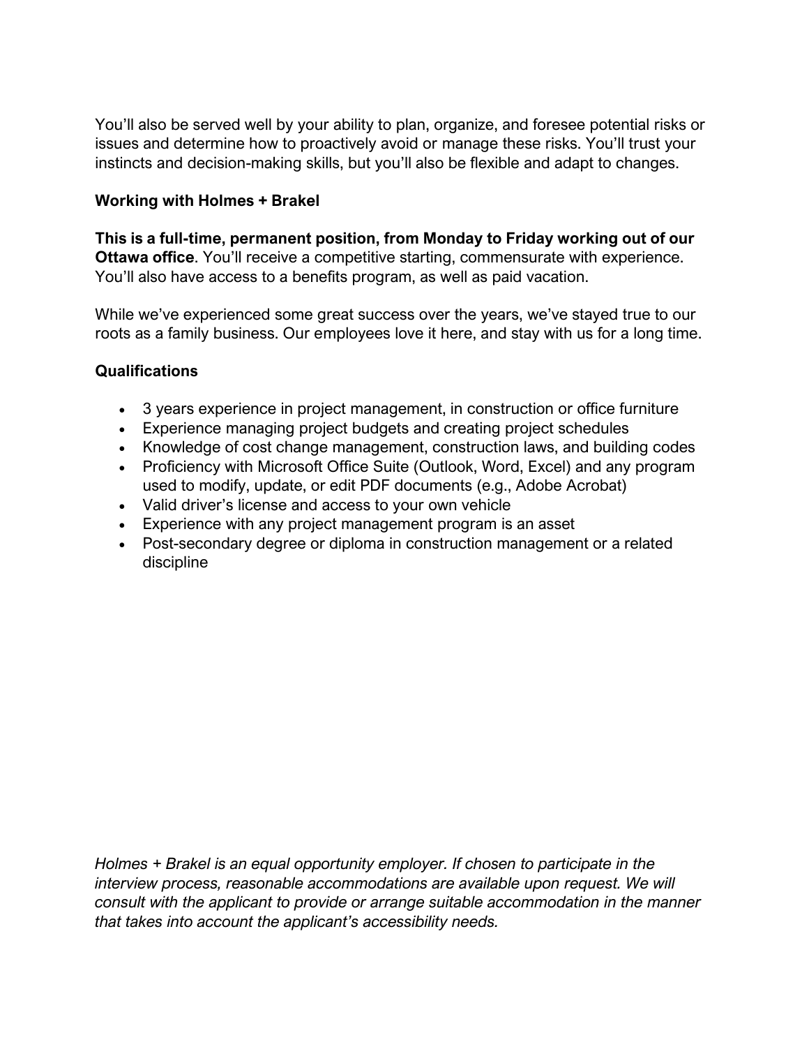You'll also be served well by your ability to plan, organize, and foresee potential risks or issues and determine how to proactively avoid or manage these risks. You'll trust your instincts and decision-making skills, but you'll also be flexible and adapt to changes.

**Working with Holmes + Brakel**

**This is a full-time, permanent position, from Monday to Friday working out of our Ottawa office**. You'll receive a competitive starting, commensurate with experience. You'll also have access to a benefits program, as well as paid vacation.

While we've experienced some great success over the years, we've stayed true to our roots as a family business. Our employees love it here, and stay with us for a long time.

**Qualifications**

- 3 years experience in project management, in construction or office furniture
- Experience managing project budgets and creating project schedules
- Knowledge of cost change management, construction laws, and building codes
- Proficiency with Microsoft Office Suite (Outlook, Word, Excel) and any program used to modify, update, or edit PDF documents (e.g., Adobe Acrobat)
- Valid driver's license and access to your own vehicle
- Experience with any project management program is an asset
- Post-secondary degree or diploma in construction management or a related discipline

*Holmes + Brakel is an equal opportunity employer. If chosen to participate in the interview process, reasonable accommodations are available upon request. We will consult with the applicant to provide or arrange suitable accommodation in the manner that takes into account the applicant's accessibility needs.*